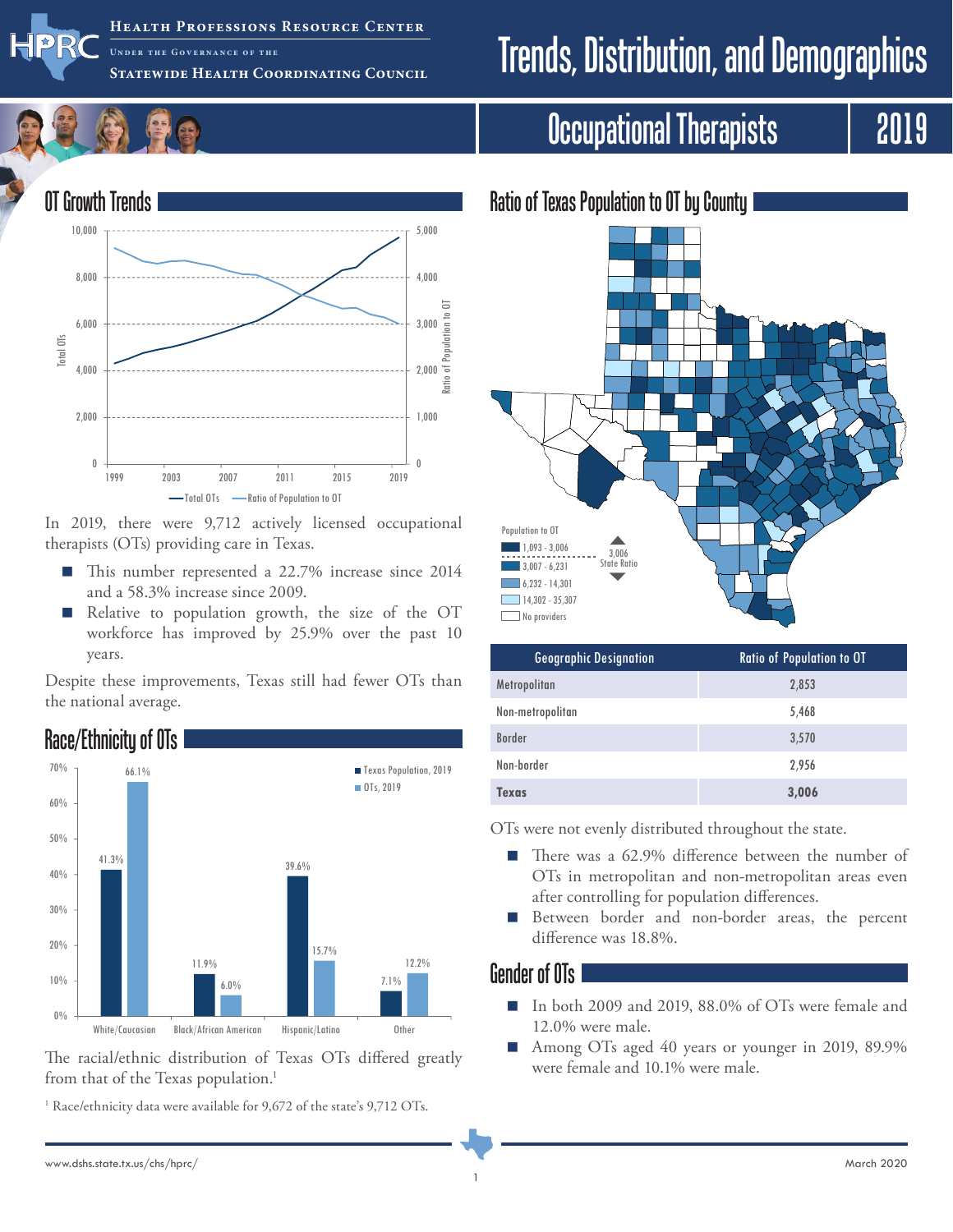# Trends, Distribution, and Demographics

## Occupational Therapists 2019

Health Professions Resource Center — Under the Governance of the Statewide Health Coordinating Council

## OT Growth Trends

In 2019, there were 9,712 actively licensed occupational therapists (OTs) providing care in Texas.

- This number represented a 22.7% increase since 2014 and a 58.3% increase since 2009.
- Relative to population growth, the size of the OT workforce has improved by 25.9% over the past 10 years.

Despite these improvements, Texas still had fewer OTs than the national average.

## Race/Ethnicity of OTs

| | Texas Population, 2019 | OTs, 2019 |
|---|---|---|
| White/Caucasian | 41.3% | 66.1% |
| Black/African American | 11.9% | 6.0% |
| Hispanic/Latino | 39.6% | 15.7% |
| Other | 7.1% | 12.2% |

The racial/ethnic distribution of Texas OTs differed greatly from that of the Texas population.[1]

[1] Race/ethnicity data were available for 9,672 of the state's 9,712 OTs.

## Ratio of Texas Population to OT by County

Population to OT: 1,093 - 3,006; 3,007 - 6,231; 6,232 - 14,301; 14,302 - 35,307; No providers. 3,006 State Ratio

| Geographic Designation | Ratio of Population to OT |
|---|---|
| Metropolitan | 2,853 |
| Non-metropolitan | 5,468 |
| Border | 3,570 |
| Non-border | 2,956 |
| **Texas** | **3,006** |

OTs were not evenly distributed throughout the state.

- There was a 62.9% difference between the number of OTs in metropolitan and non-metropolitan areas even after controlling for population differences.
- Between border and non-border areas, the percent difference was 18.8%.

## Gender of OTs

- In both 2009 and 2019, 88.0% of OTs were female and 12.0% were male.
- Among OTs aged 40 years or younger in 2019, 89.9% were female and 10.1% were male.

www.dshs.state.tx.us/chs/hprc/ March 2020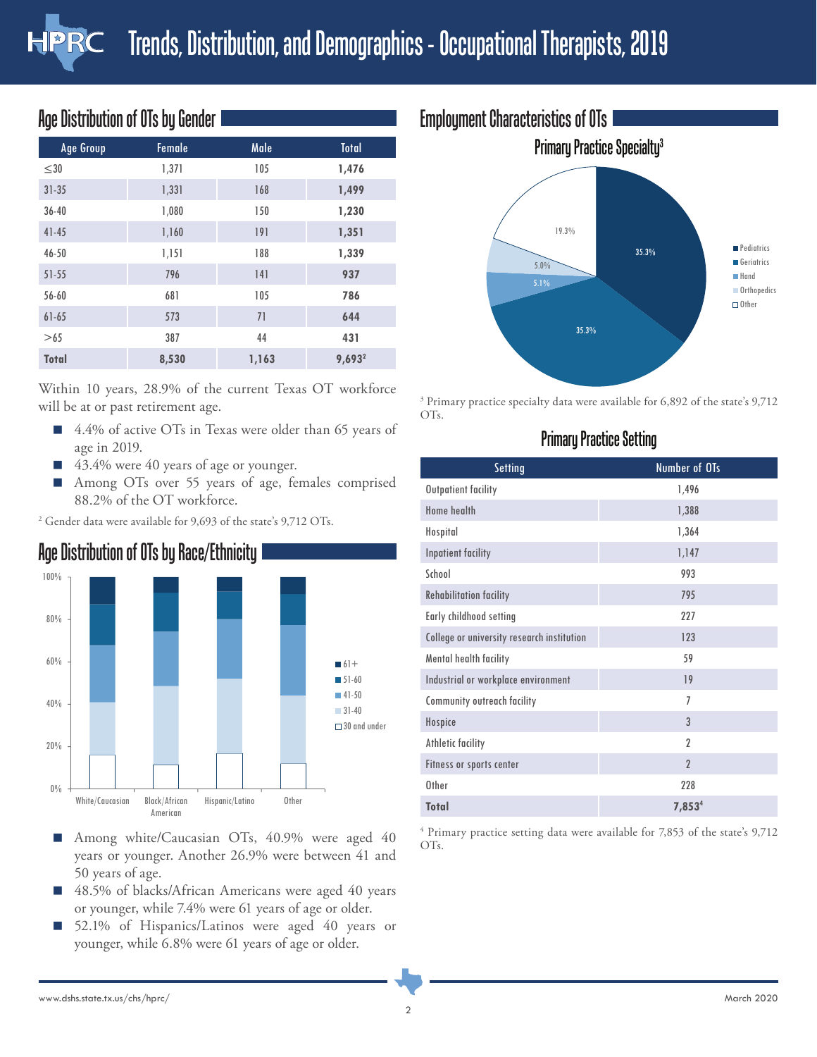# Trends, Distribution, and Demographics - Occupational Therapists, 2019

## Age Distribution of OTs by Gender

| Age Group | Female | Male | Total |
|---|---|---|---|
| ≤30 | 1,371 | 105 | **1,476** |
| 31-35 | 1,331 | 168 | **1,499** |
| 36-40 | 1,080 | 150 | **1,230** |
| 41-45 | 1,160 | 191 | **1,351** |
| 46-50 | 1,151 | 188 | **1,339** |
| 51-55 | 796 | 141 | **937** |
| 56-60 | 681 | 105 | **786** |
| 61-65 | 573 | 71 | **644** |
| >65 | 387 | 44 | **431** |
| **Total** | **8,530** | **1,163** | **9,693[2]** |

Within 10 years, 28.9% of the current Texas OT workforce will be at or past retirement age.

- 4.4% of active OTs in Texas were older than 65 years of age in 2019.
- 43.4% were 40 years of age or younger.
- Among OTs over 55 years of age, females comprised 88.2% of the OT workforce.

[2] Gender data were available for 9,693 of the state's 9,712 OTs.

## Age Distribution of OTs by Race/Ethnicity

100%
80%
60%
40%
20%
0%

White/Caucasian
Black/African American
Hispanic/Latino
Other

61+
51-60
41-50
31-40
30 and under

- Among white/Caucasian OTs, 40.9% were aged 40 years or younger. Another 26.9% were between 41 and 50 years of age.
- 48.5% of blacks/African Americans were aged 40 years or younger, while 7.4% were 61 years of age or older.
- 52.1% of Hispanics/Latinos were aged 40 years or younger, while 6.8% were 61 years of age or older.

## Employment Characteristics of OTs

### Primary Practice Specialty[3]

35.3%
35.3%
5.1%
5.0%
19.3%

Pediatrics
Geriatrics
Hand
Orthopedics
Other

[3] Primary practice specialty data were available for 6,892 of the state's 9,712 OTs.

### Primary Practice Setting

| Setting | Number of OTs |
|---|---|
| Outpatient facility | 1,496 |
| Home health | 1,388 |
| Hospital | 1,364 |
| Inpatient facility | 1,147 |
| School | 993 |
| Rehabilitation facility | 795 |
| Early childhood setting | 227 |
| College or university research institution | 123 |
| Mental health facility | 59 |
| Industrial or workplace environment | 19 |
| Community outreach facility | 7 |
| Hospice | 3 |
| Athletic facility | 2 |
| Fitness or sports center | 2 |
| Other | 228 |
| **Total** | **7,853[4]** |

[4] Primary practice setting data were available for 7,853 of the state's 9,712 OTs.